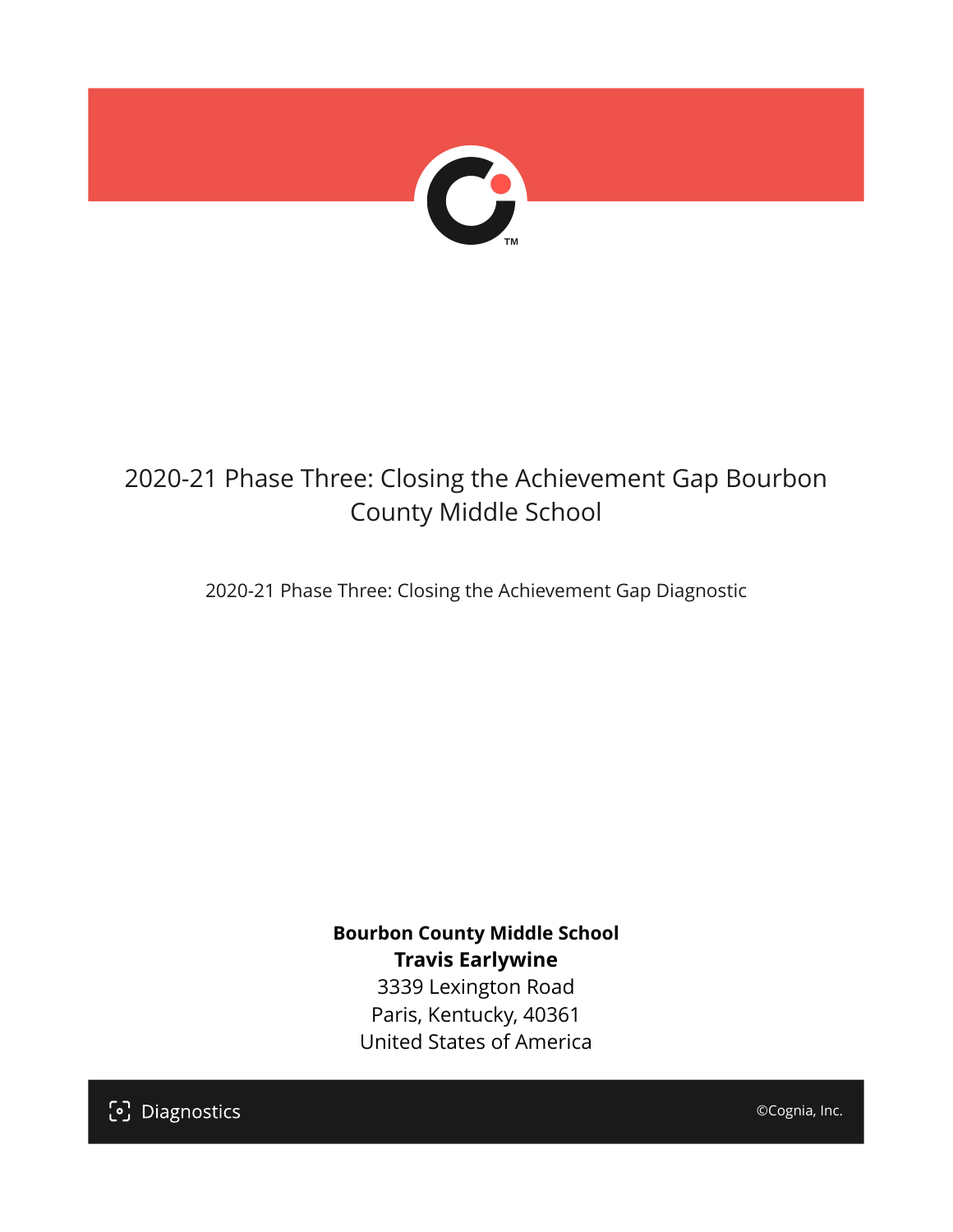# 2020-21 Phase Three: Closing the Achievement Gap Bourbon County Middle School

2020-21 Phase Three: Closing the Achievement Gap Diagnostic

**Bourbon County Middle School**
**Travis Earlywine**
3339 Lexington Road
Paris, Kentucky, 40361
United States of America

Diagnostics

©Cognia, Inc.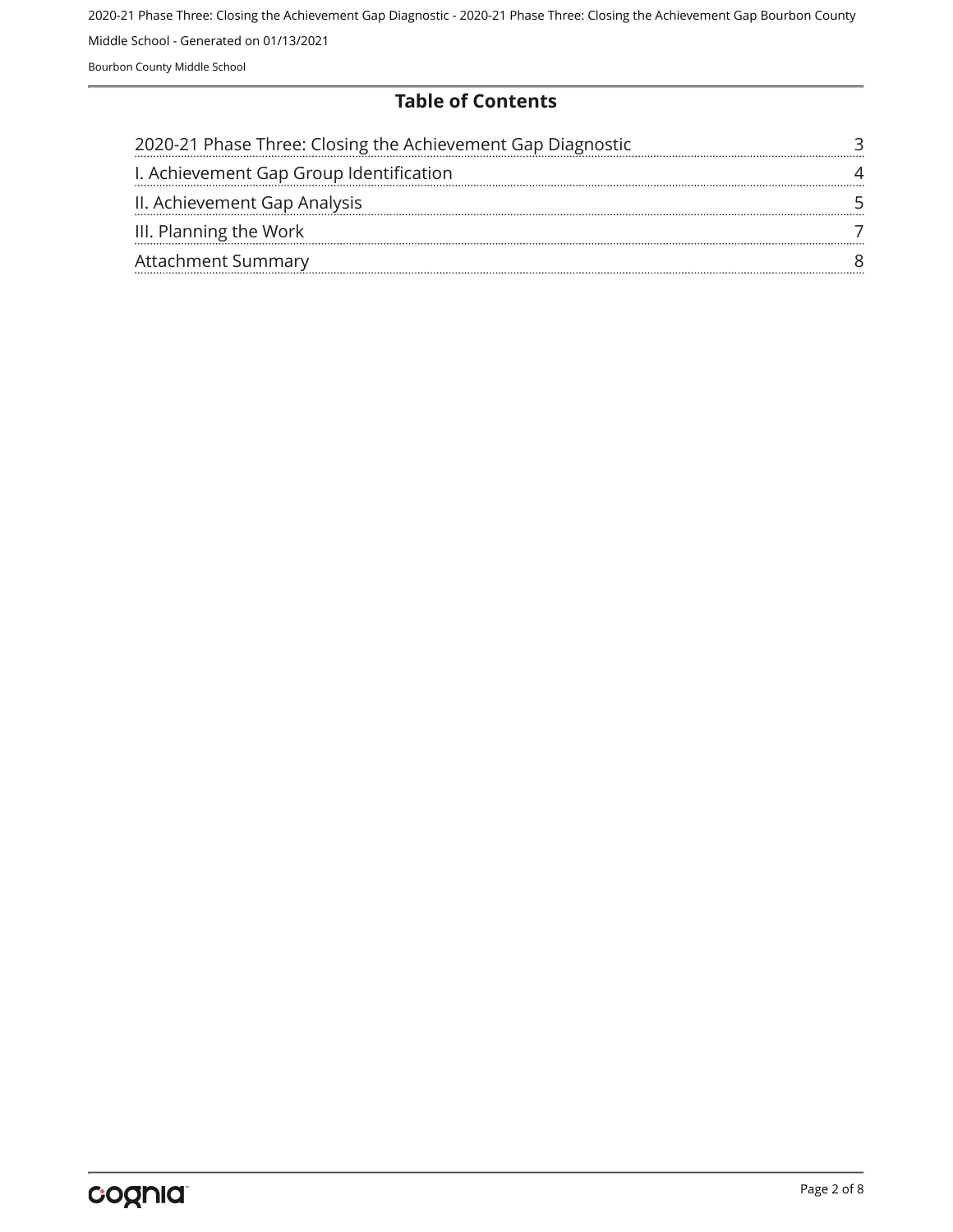## Table of Contents

| | |
|---|---|
| 2020-21 Phase Three: Closing the Achievement Gap Diagnostic | 3 |
| I. Achievement Gap Group Identification | 4 |
| II. Achievement Gap Analysis | 5 |
| III. Planning the Work | 7 |
| Attachment Summary | 8 |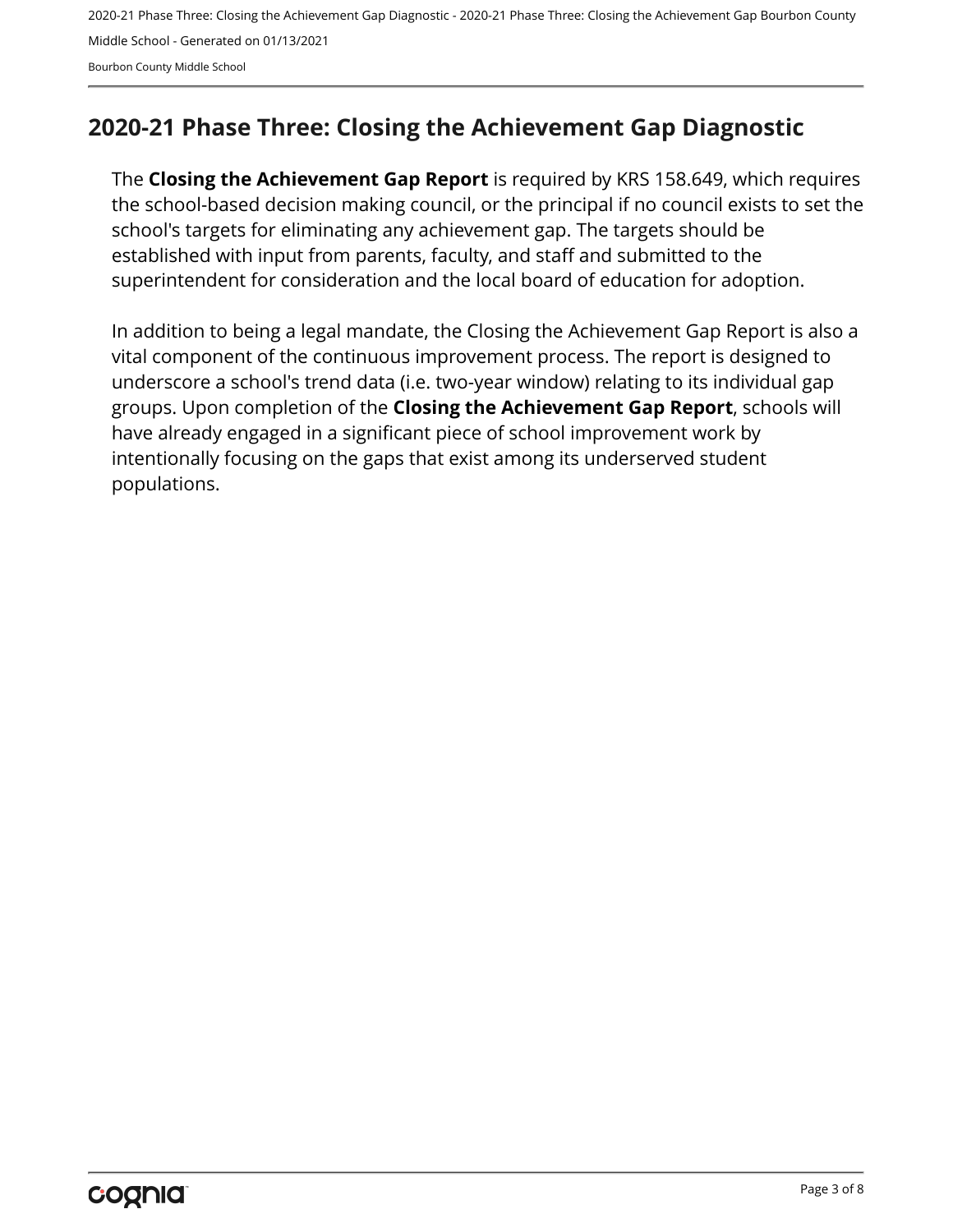## 2020-21 Phase Three: Closing the Achievement Gap Diagnostic

The **Closing the Achievement Gap Report** is required by KRS 158.649, which requires the school-based decision making council, or the principal if no council exists to set the school's targets for eliminating any achievement gap. The targets should be established with input from parents, faculty, and staff and submitted to the superintendent for consideration and the local board of education for adoption.

In addition to being a legal mandate, the Closing the Achievement Gap Report is also a vital component of the continuous improvement process. The report is designed to underscore a school's trend data (i.e. two-year window) relating to its individual gap groups. Upon completion of the **Closing the Achievement Gap Report**, schools will have already engaged in a significant piece of school improvement work by intentionally focusing on the gaps that exist among its underserved student populations.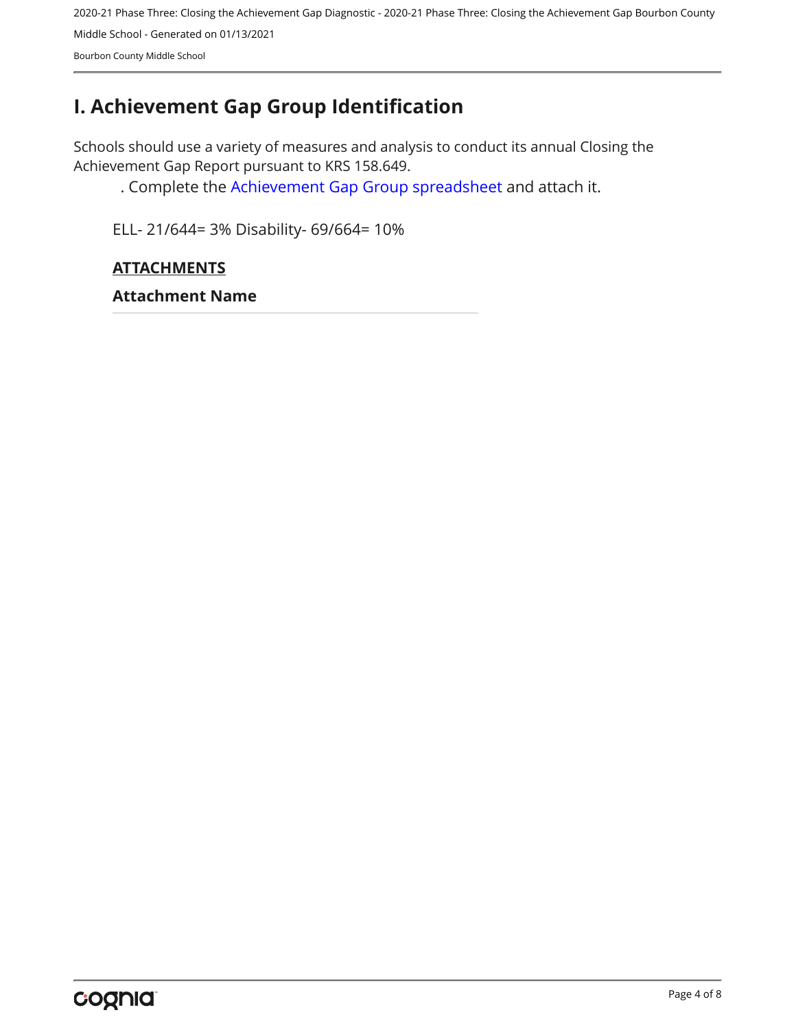# I. Achievement Gap Group Identification

Schools should use a variety of measures and analysis to conduct its annual Closing the Achievement Gap Report pursuant to KRS 158.649.

. Complete the Achievement Gap Group spreadsheet and attach it.

ELL- 21/644= 3% Disability- 69/664= 10%

**ATTACHMENTS**

**Attachment Name**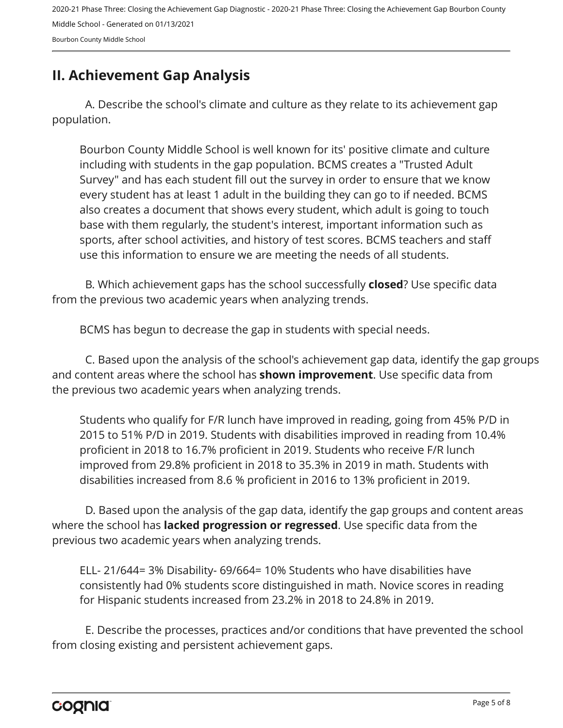## II. Achievement Gap Analysis

A. Describe the school's climate and culture as they relate to its achievement gap population.

Bourbon County Middle School is well known for its' positive climate and culture including with students in the gap population. BCMS creates a "Trusted Adult Survey" and has each student fill out the survey in order to ensure that we know every student has at least 1 adult in the building they can go to if needed. BCMS also creates a document that shows every student, which adult is going to touch base with them regularly, the student's interest, important information such as sports, after school activities, and history of test scores. BCMS teachers and staff use this information to ensure we are meeting the needs of all students.

B. Which achievement gaps has the school successfully **closed**? Use specific data from the previous two academic years when analyzing trends.

BCMS has begun to decrease the gap in students with special needs.

C. Based upon the analysis of the school's achievement gap data, identify the gap groups and content areas where the school has **shown improvement**. Use specific data from the previous two academic years when analyzing trends.

Students who qualify for F/R lunch have improved in reading, going from 45% P/D in 2015 to 51% P/D in 2019. Students with disabilities improved in reading from 10.4% proficient in 2018 to 16.7% proficient in 2019. Students who receive F/R lunch improved from 29.8% proficient in 2018 to 35.3% in 2019 in math. Students with disabilities increased from 8.6 % proficient in 2016 to 13% proficient in 2019.

D. Based upon the analysis of the gap data, identify the gap groups and content areas where the school has **lacked progression or regressed**. Use specific data from the previous two academic years when analyzing trends.

ELL- 21/644= 3% Disability- 69/664= 10% Students who have disabilities have consistently had 0% students score distinguished in math. Novice scores in reading for Hispanic students increased from 23.2% in 2018 to 24.8% in 2019.

E. Describe the processes, practices and/or conditions that have prevented the school from closing existing and persistent achievement gaps.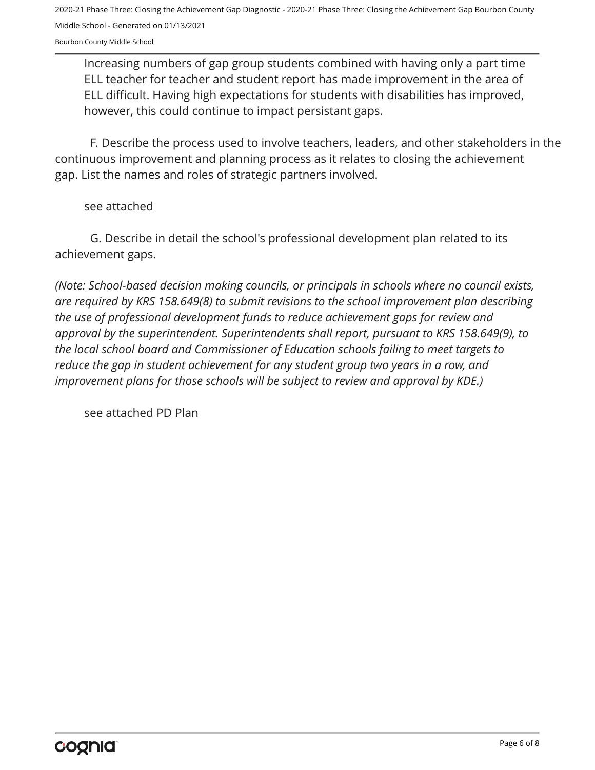Increasing numbers of gap group students combined with having only a part time ELL teacher for teacher and student report has made improvement in the area of ELL difficult. Having high expectations for students with disabilities has improved, however, this could continue to impact persistant gaps.

F. Describe the process used to involve teachers, leaders, and other stakeholders in the continuous improvement and planning process as it relates to closing the achievement gap. List the names and roles of strategic partners involved.

see attached

G. Describe in detail the school's professional development plan related to its achievement gaps.

*(Note: School-based decision making councils, or principals in schools where no council exists, are required by KRS 158.649(8) to submit revisions to the school improvement plan describing the use of professional development funds to reduce achievement gaps for review and approval by the superintendent. Superintendents shall report, pursuant to KRS 158.649(9), to the local school board and Commissioner of Education schools failing to meet targets to reduce the gap in student achievement for any student group two years in a row, and improvement plans for those schools will be subject to review and approval by KDE.)*

see attached PD Plan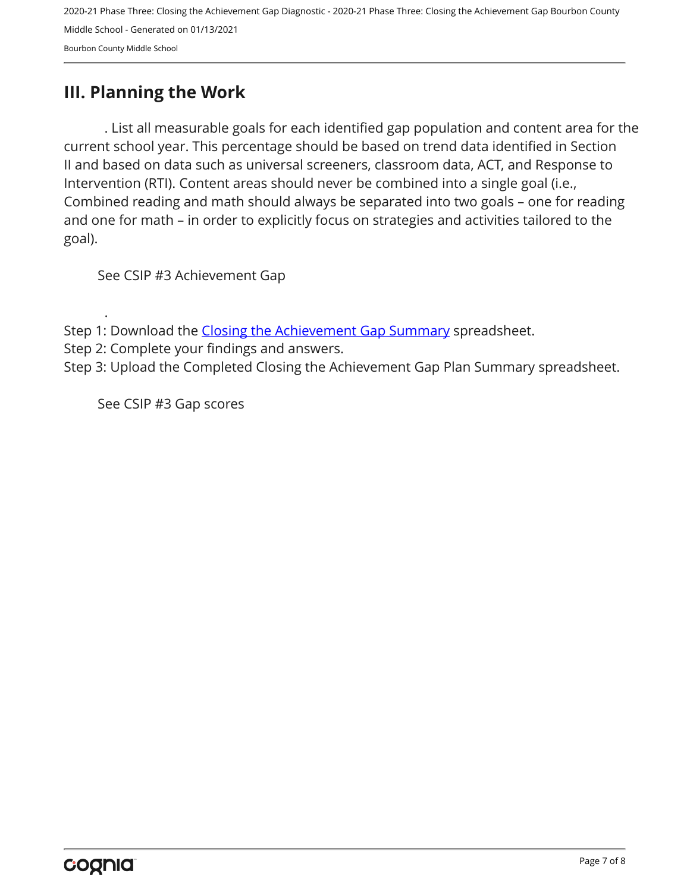## III. Planning the Work

. List all measurable goals for each identified gap population and content area for the current school year. This percentage should be based on trend data identified in Section II and based on data such as universal screeners, classroom data, ACT, and Response to Intervention (RTI). Content areas should never be combined into a single goal (i.e., Combined reading and math should always be separated into two goals – one for reading and one for math – in order to explicitly focus on strategies and activities tailored to the goal).

See CSIP #3 Achievement Gap

.

Step 1: Download the Closing the Achievement Gap Summary spreadsheet.
Step 2: Complete your findings and answers.
Step 3: Upload the Completed Closing the Achievement Gap Plan Summary spreadsheet.

See CSIP #3 Gap scores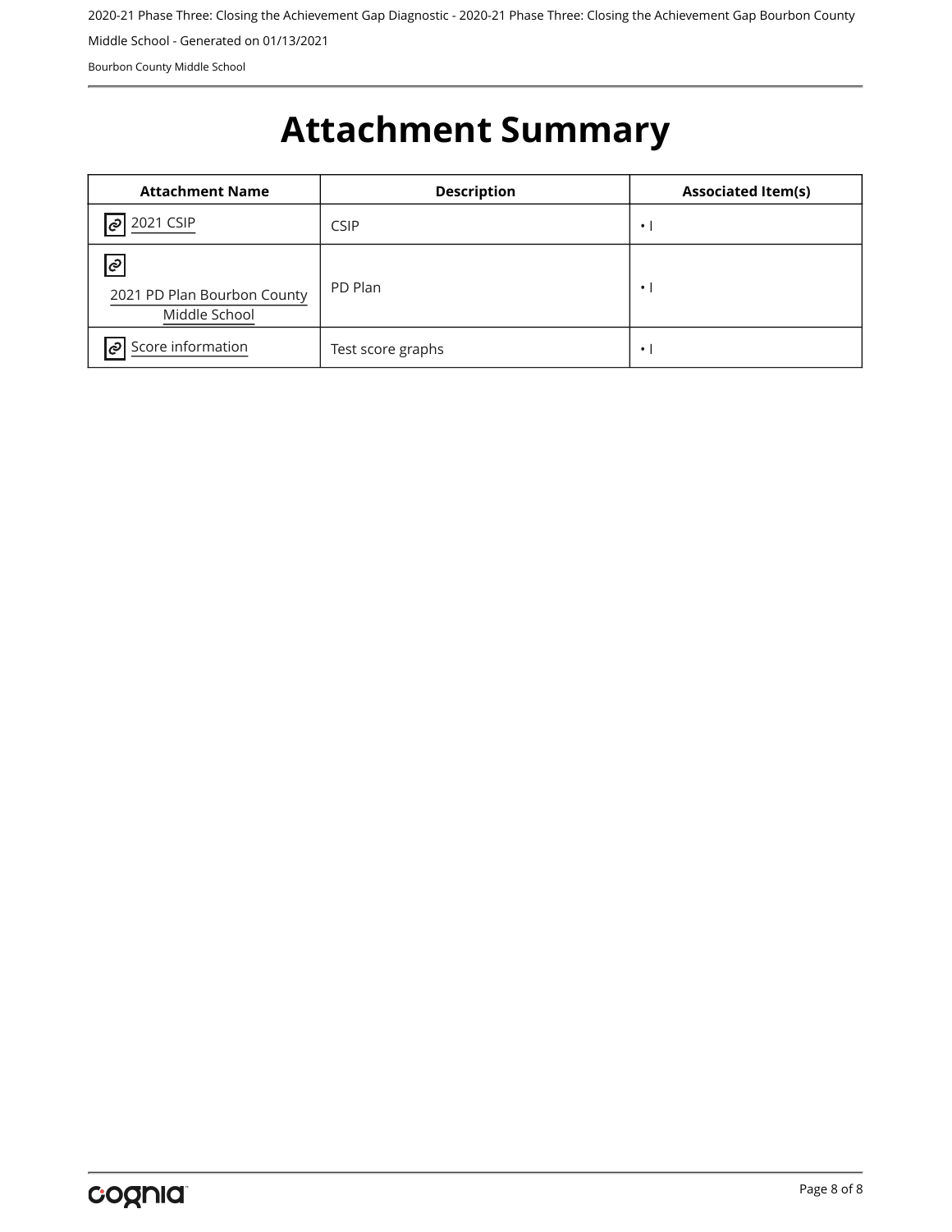# Attachment Summary

| Attachment Name | Description | Associated Item(s) |
| --- | --- | --- |
| 2021 CSIP | CSIP | • I |
| 2021 PD Plan Bourbon County Middle School | PD Plan | • I |
| Score information | Test score graphs | • I |